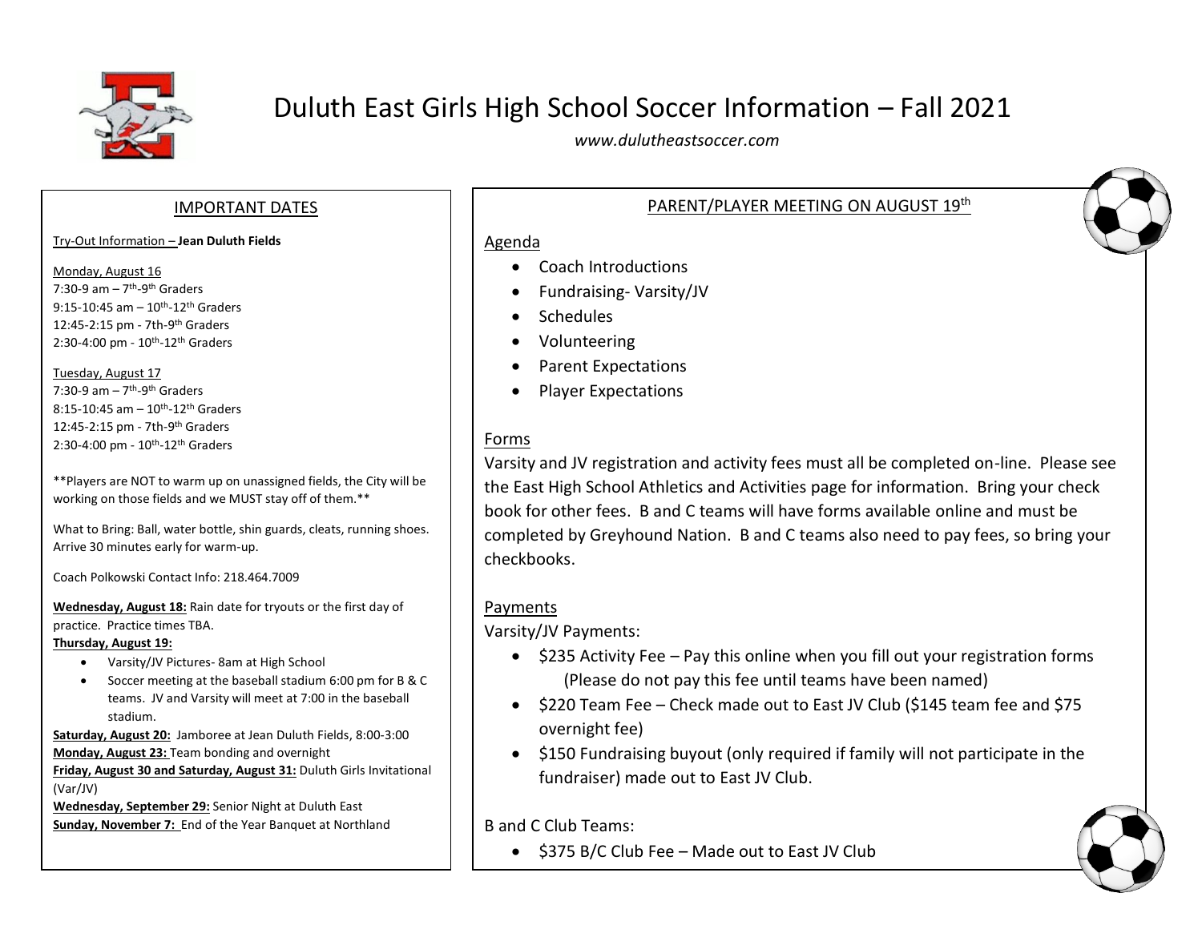# Duluth East Girls High School Soccer Information – Fall 2021

*www.dulutheastsoccer.com*

## IMPORTANT DATES

Try-Out Information – **Jean Duluth Fields**

Monday, August 16
7:30-9 am – 7th-9th Graders
9:15-10:45 am – 10th-12th Graders
12:45-2:15 pm - 7th-9th Graders
2:30-4:00 pm - 10th-12th Graders

Tuesday, August 17
7:30-9 am – 7th-9th Graders
8:15-10:45 am – 10th-12th Graders
12:45-2:15 pm - 7th-9th Graders
2:30-4:00 pm - 10th-12th Graders

**Players are NOT to warm up on unassigned fields, the City will be working on those fields and we MUST stay off of them.**

What to Bring: Ball, water bottle, shin guards, cleats, running shoes. Arrive 30 minutes early for warm-up.

Coach Polkowski Contact Info: 218.464.7009

**Wednesday, August 18:** Rain date for tryouts or the first day of practice. Practice times TBA.

**Thursday, August 19:**

- Varsity/JV Pictures- 8am at High School
- Soccer meeting at the baseball stadium 6:00 pm for B & C teams. JV and Varsity will meet at 7:00 in the baseball stadium.

**Saturday, August 20:** Jamboree at Jean Duluth Fields, 8:00-3:00
**Monday, August 23:** Team bonding and overnight
**Friday, August 30 and Saturday, August 31:** Duluth Girls Invitational (Var/JV)
**Wednesday, September 29:** Senior Night at Duluth East
**Sunday, November 7:** End of the Year Banquet at Northland

## PARENT/PLAYER MEETING ON AUGUST 19th

### Agenda

- Coach Introductions
- Fundraising- Varsity/JV
- Schedules
- Volunteering
- Parent Expectations
- Player Expectations

### Forms

Varsity and JV registration and activity fees must all be completed on-line. Please see the East High School Athletics and Activities page for information. Bring your check book for other fees. B and C teams will have forms available online and must be completed by Greyhound Nation. B and C teams also need to pay fees, so bring your checkbooks.

### Payments

Varsity/JV Payments:

- $235 Activity Fee – Pay this online when you fill out your registration forms (Please do not pay this fee until teams have been named)
- $220 Team Fee – Check made out to East JV Club ($145 team fee and $75 overnight fee)
- $150 Fundraising buyout (only required if family will not participate in the fundraiser) made out to East JV Club.

B and C Club Teams:

- $375 B/C Club Fee – Made out to East JV Club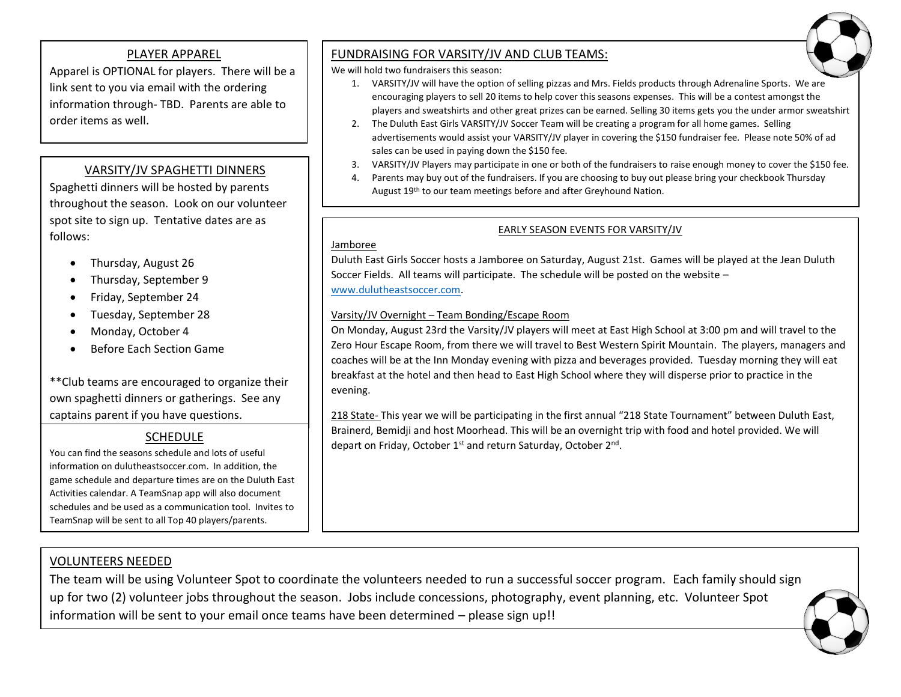## PLAYER APPAREL

Apparel is OPTIONAL for players. There will be a link sent to you via email with the ordering information through- TBD. Parents are able to order items as well.

## VARSITY/JV SPAGHETTI DINNERS

Spaghetti dinners will be hosted by parents throughout the season. Look on our volunteer spot site to sign up. Tentative dates are as follows:

- Thursday, August 26
- Thursday, September 9
- Friday, September 24
- Tuesday, September 28
- Monday, October 4
- Before Each Section Game

**Club teams are encouraged to organize their own spaghetti dinners or gatherings. See any captains parent if you have questions.

## SCHEDULE

You can find the seasons schedule and lots of useful information on dulutheastsoccer.com. In addition, the game schedule and departure times are on the Duluth East Activities calendar. A TeamSnap app will also document schedules and be used as a communication tool. Invites to TeamSnap will be sent to all Top 40 players/parents.

## FUNDRAISING FOR VARSITY/JV AND CLUB TEAMS:

We will hold two fundraisers this season:

1. VARSITY/JV will have the option of selling pizzas and Mrs. Fields products through Adrenaline Sports. We are encouraging players to sell 20 items to help cover this seasons expenses. This will be a contest amongst the players and sweatshirts and other great prizes can be earned. Selling 30 items gets you the under armor sweatshirt
2. The Duluth East Girls VARSITY/JV Soccer Team will be creating a program for all home games. Selling advertisements would assist your VARSITY/JV player in covering the $150 fundraiser fee. Please note 50% of ad sales can be used in paying down the $150 fee.
3. VARSITY/JV Players may participate in one or both of the fundraisers to raise enough money to cover the $150 fee.
4. Parents may buy out of the fundraisers. If you are choosing to buy out please bring your checkbook Thursday August 19th to our team meetings before and after Greyhound Nation.

## EARLY SEASON EVENTS FOR VARSITY/JV

### Jamboree

Duluth East Girls Soccer hosts a Jamboree on Saturday, August 21st. Games will be played at the Jean Duluth Soccer Fields. All teams will participate. The schedule will be posted on the website – www.dulutheastsoccer.com.

### Varsity/JV Overnight – Team Bonding/Escape Room

On Monday, August 23rd the Varsity/JV players will meet at East High School at 3:00 pm and will travel to the Zero Hour Escape Room, from there we will travel to Best Western Spirit Mountain. The players, managers and coaches will be at the Inn Monday evening with pizza and beverages provided. Tuesday morning they will eat breakfast at the hotel and then head to East High School where they will disperse prior to practice in the evening.

218 State- This year we will be participating in the first annual "218 State Tournament" between Duluth East, Brainerd, Bemidji and host Moorhead. This will be an overnight trip with food and hotel provided. We will depart on Friday, October 1st and return Saturday, October 2nd.

## VOLUNTEERS NEEDED

The team will be using Volunteer Spot to coordinate the volunteers needed to run a successful soccer program. Each family should sign up for two (2) volunteer jobs throughout the season. Jobs include concessions, photography, event planning, etc. Volunteer Spot information will be sent to your email once teams have been determined – please sign up!!